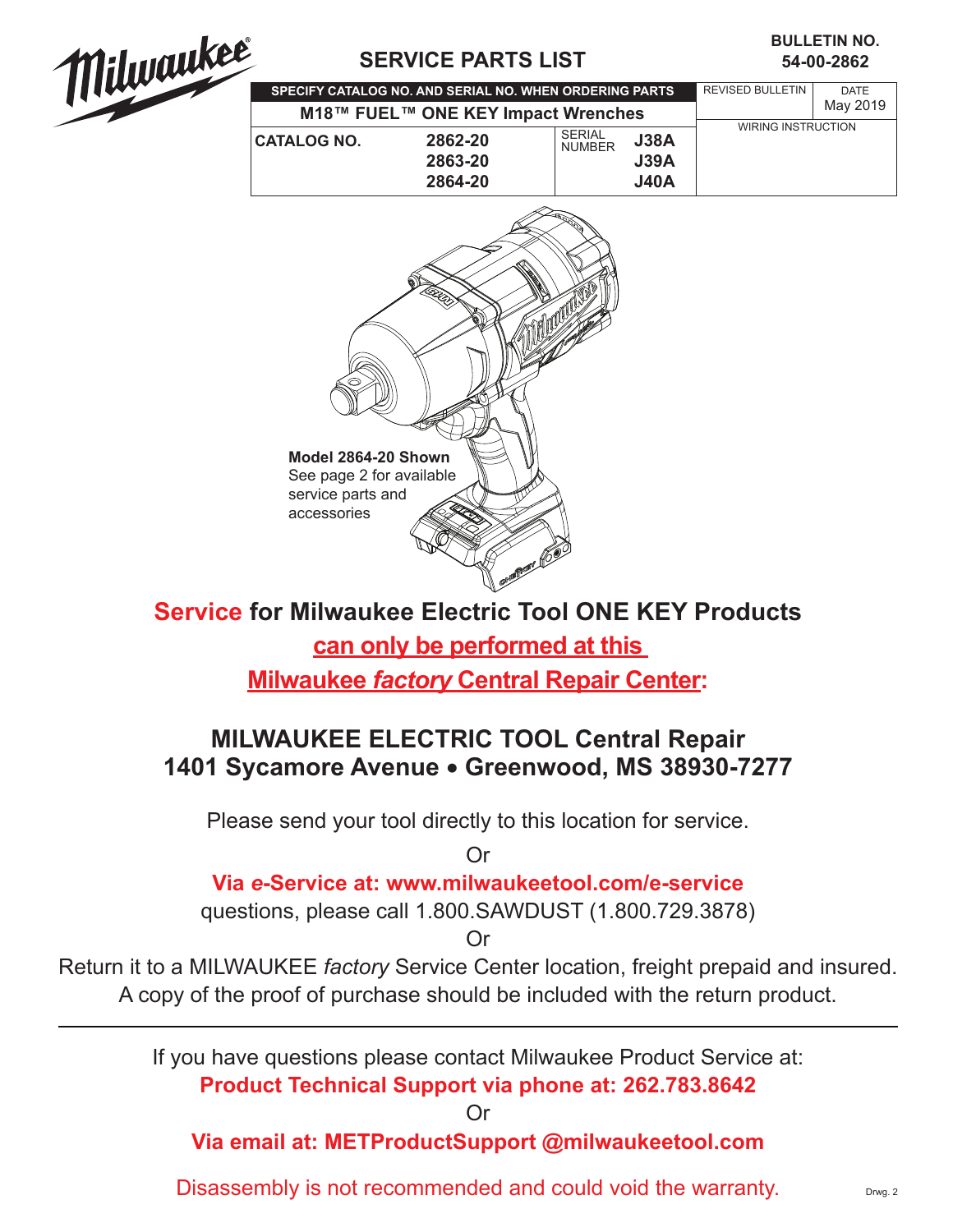# SERVICE PARTS LIST

**BULLETIN NO. 54-00-2862**

| SPECIFY CATALOG NO. AND SERIAL NO. WHEN ORDERING PARTS | | | | REVISED BULLETIN | DATE |
|---|---|---|---|---|---|
| **M18™ FUEL™ ONE KEY Impact Wrenches** | | | | | May 2019 |
| **CATALOG NO.** | **2862-20** | SERIAL NUMBER | **J38A** | WIRING INSTRUCTION | |
| | **2863-20** | | **J39A** | | |
| | **2864-20** | | **J40A** | | |

**Model 2864-20 Shown**
See page 2 for available service parts and accessories

## Service for Milwaukee Electric Tool ONE KEY Products can only be performed at this Milwaukee *factory* Central Repair Center:

## MILWAUKEE ELECTRIC TOOL Central Repair
## 1401 Sycamore Avenue • Greenwood, MS 38930-7277

Please send your tool directly to this location for service.

Or

**Via *e*-Service at: www.milwaukeetool.com/e-service**

questions, please call 1.800.SAWDUST (1.800.729.3878)

Or

Return it to a MILWAUKEE *factory* Service Center location, freight prepaid and insured. A copy of the proof of purchase should be included with the return product.

---

If you have questions please contact Milwaukee Product Service at:

**Product Technical Support via phone at: 262.783.8642**

Or

**Via email at: METProductSupport @milwaukeetool.com**

Disassembly is not recommended and could void the warranty.

Drwg. 2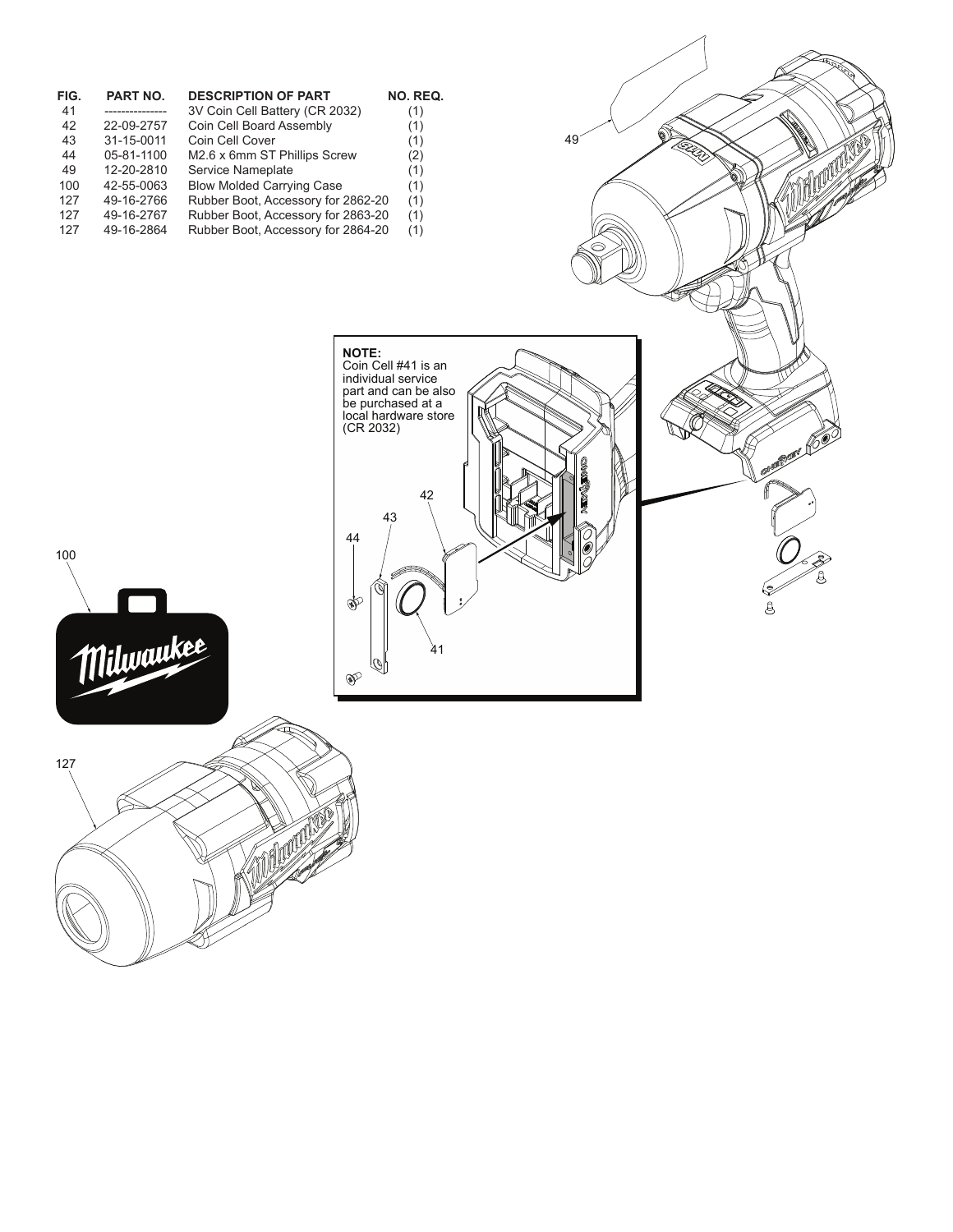| FIG. | PART NO. | DESCRIPTION OF PART | NO. REQ. |
|---|---|---|---|
| 41 | --------------- | 3V Coin Cell Battery (CR 2032) | (1) |
| 42 | 22-09-2757 | Coin Cell Board Assembly | (1) |
| 43 | 31-15-0011 | Coin Cell Cover | (1) |
| 44 | 05-81-1100 | M2.6 x 6mm ST Phillips Screw | (2) |
| 49 | 12-20-2810 | Service Nameplate | (1) |
| 100 | 42-55-0063 | Blow Molded Carrying Case | (1) |
| 127 | 49-16-2766 | Rubber Boot, Accessory for 2862-20 | (1) |
| 127 | 49-16-2767 | Rubber Boot, Accessory for 2863-20 | (1) |
| 127 | 49-16-2864 | Rubber Boot, Accessory for 2864-20 | (1) |

**NOTE:**
Coin Cell #41 is an individual service part and can be also be purchased at a local hardware store (CR 2032)